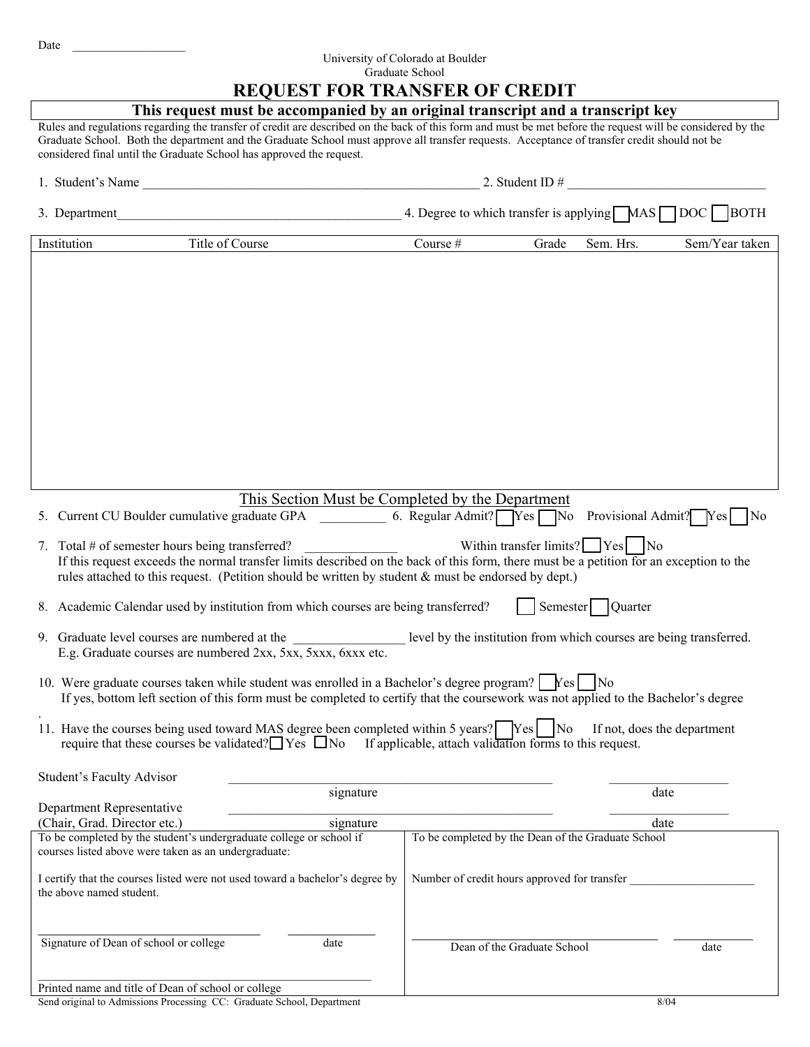Date ___________________

University of Colorado at Boulder
Graduate School

# REQUEST FOR TRANSFER OF CREDIT

**This request must be accompanied by an original transcript and a transcript key**

Rules and regulations regarding the transfer of credit are described on the back of this form and must be met before the request will be considered by the Graduate School. Both the department and the Graduate School must approve all transfer requests. Acceptance of transfer credit should not be considered final until the Graduate School has approved the request.

1. Student's Name _____________________________________________________ 2. Student ID # ______________________________

3. Department____________________________________________ 4. Degree to which transfer is applying ☐ MAS ☐ DOC ☐ BOTH

| Institution | Title of Course | Course # | Grade | Sem. Hrs. | Sem/Year taken |
|---|---|---|---|---|---|
| | | | | | |

## This Section Must be Completed by the Department

5. Current CU Boulder cumulative graduate GPA __________ 6. Regular Admit? ☐ Yes ☐ No Provisional Admit? ☐ Yes ☐ No

7. Total # of semester hours being transferred? ______________ Within transfer limits? ☐ Yes ☐ No
   If this request exceeds the normal transfer limits described on the back of this form, there must be a petition for an exception to the rules attached to this request. (Petition should be written by student & must be endorsed by dept.)

8. Academic Calendar used by institution from which courses are being transferred? ☐ Semester ☐ Quarter

9. Graduate level courses are numbered at the ________________ level by the institution from which courses are being transferred. E.g. Graduate courses are numbered 2xx, 5xx, 5xxx, 6xxx etc.

10. Were graduate courses taken while student was enrolled in a Bachelor's degree program? ☐ Yes ☐ No
    If yes, bottom left section of this form must be completed to certify that the coursework was not applied to the Bachelor's degree

11. Have the courses being used toward MAS degree been completed within 5 years? ☐ Yes ☐ No If not, does the department require that these courses be validated? ☐ Yes ☐ No If applicable, attach validation forms to this request.

Student's Faculty Advisor __________________________________________________ ___________________
signature date

Department Representative
(Chair, Grad. Director etc.) __________________________________________________ ___________________
signature date

| To be completed by the student's undergraduate college or school if courses listed above were taken as an undergraduate: | To be completed by the Dean of the Graduate School |
|---|---|
| I certify that the courses listed were not used toward a bachelor's degree by the above named student. | Number of credit hours approved for transfer ____________________ |
| ___________________________________ ______________<br>Signature of Dean of school or college date | ___________________________________ ____________<br>Dean of the Graduate School date |
| ________________________________________________________<br>Printed name and title of Dean of school or college | |

Send original to Admissions Processing CC: Graduate School, Department 8/04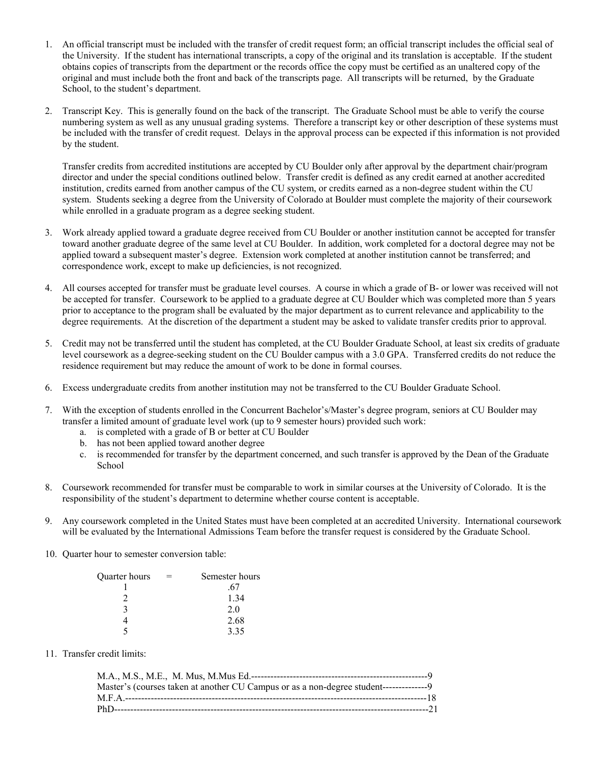1. An official transcript must be included with the transfer of credit request form; an official transcript includes the official seal of the University. If the student has international transcripts, a copy of the original and its translation is acceptable. If the student obtains copies of transcripts from the department or the records office the copy must be certified as an unaltered copy of the original and must include both the front and back of the transcripts page. All transcripts will be returned, by the Graduate School, to the student's department.

2. Transcript Key. This is generally found on the back of the transcript. The Graduate School must be able to verify the course numbering system as well as any unusual grading systems. Therefore a transcript key or other description of these systems must be included with the transfer of credit request. Delays in the approval process can be expected if this information is not provided by the student.

   Transfer credits from accredited institutions are accepted by CU Boulder only after approval by the department chair/program director and under the special conditions outlined below. Transfer credit is defined as any credit earned at another accredited institution, credits earned from another campus of the CU system, or credits earned as a non-degree student within the CU system. Students seeking a degree from the University of Colorado at Boulder must complete the majority of their coursework while enrolled in a graduate program as a degree seeking student.

3. Work already applied toward a graduate degree received from CU Boulder or another institution cannot be accepted for transfer toward another graduate degree of the same level at CU Boulder. In addition, work completed for a doctoral degree may not be applied toward a subsequent master's degree. Extension work completed at another institution cannot be transferred; and correspondence work, except to make up deficiencies, is not recognized.

4. All courses accepted for transfer must be graduate level courses. A course in which a grade of B- or lower was received will not be accepted for transfer. Coursework to be applied to a graduate degree at CU Boulder which was completed more than 5 years prior to acceptance to the program shall be evaluated by the major department as to current relevance and applicability to the degree requirements. At the discretion of the department a student may be asked to validate transfer credits prior to approval.

5. Credit may not be transferred until the student has completed, at the CU Boulder Graduate School, at least six credits of graduate level coursework as a degree-seeking student on the CU Boulder campus with a 3.0 GPA. Transferred credits do not reduce the residence requirement but may reduce the amount of work to be done in formal courses.

6. Excess undergraduate credits from another institution may not be transferred to the CU Boulder Graduate School.

7. With the exception of students enrolled in the Concurrent Bachelor's/Master's degree program, seniors at CU Boulder may transfer a limited amount of graduate level work (up to 9 semester hours) provided such work:
   a. is completed with a grade of B or better at CU Boulder
   b. has not been applied toward another degree
   c. is recommended for transfer by the department concerned, and such transfer is approved by the Dean of the Graduate School

8. Coursework recommended for transfer must be comparable to work in similar courses at the University of Colorado. It is the responsibility of the student's department to determine whether course content is acceptable.

9. Any coursework completed in the United States must have been completed at an accredited University. International coursework will be evaluated by the International Admissions Team before the transfer request is considered by the Graduate School.

10. Quarter hour to semester conversion table:

| Quarter hours | = | Semester hours |
|---|---|---|
| 1 | | .67 |
| 2 | | 1.34 |
| 3 | | 2.0 |
| 4 | | 2.68 |
| 5 | | 3.35 |

11. Transfer credit limits:

    M.A., M.S., M.E., M. Mus, M.Mus Ed.-------------------------------------------------------9
    Master's (courses taken at another CU Campus or as a non-degree student--------------9
    M.F.A.-----------------------------------------------------------------------------------------------18
    PhD--------------------------------------------------------------------------------------------------21